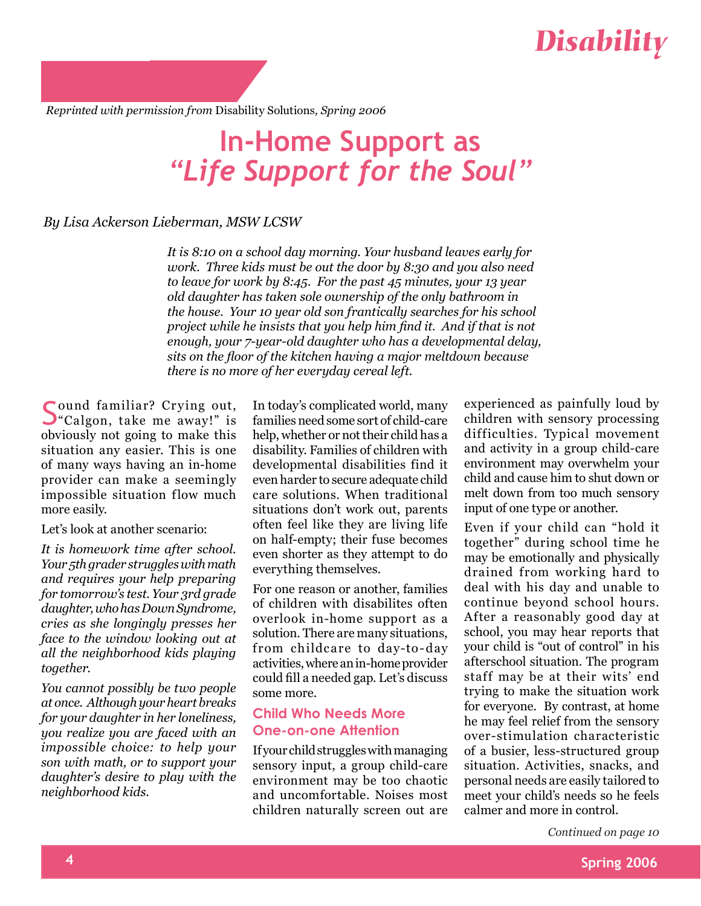Reprinted with permission from Disability Solutions, *Spring 2006*

# In-Home Support as *"Life Support for the Soul"*

*By Lisa Ackerson Lieberman, MSW LCSW*

*It is 8:10 on a school day morning. Your husband leaves early for work. Three kids must be out the door by 8:30 and you also need to leave for work by 8:45. For the past 45 minutes, your 13 year old daughter has taken sole ownership of the only bathroom in the house. Your 10 year old son frantically searches for his school project while he insists that you help him find it. And if that is not enough, your 7-year-old daughter who has a developmental delay, sits on the floor of the kitchen having a major meltdown because there is no more of her everyday cereal left.*

Sound familiar? Crying out, "Calgon, take me away!" is obviously not going to make this situation any easier. This is one of many ways having an in-home provider can make a seemingly impossible situation flow much more easily.

Let's look at another scenario:

*It is homework time after school. Your 5th grader struggles with math and requires your help preparing for tomorrow's test. Your 3rd grade daughter, who has Down Syndrome, cries as she longingly presses her face to the window looking out at all the neighborhood kids playing together.*

*You cannot possibly be two people at once. Although your heart breaks for your daughter in her loneliness, you realize you are faced with an impossible choice: to help your son with math, or to support your daughter's desire to play with the neighborhood kids.*

In today's complicated world, many families need some sort of child-care help, whether or not their child has a disability. Families of children with developmental disabilities find it even harder to secure adequate child care solutions. When traditional situations don't work out, parents often feel like they are living life on half-empty; their fuse becomes even shorter as they attempt to do everything themselves.

For one reason or another, families of children with disabilites often overlook in-home support as a solution. There are many situations, from childcare to day-to-day activities, where an in-home provider could fill a needed gap. Let's discuss some more.

### Child Who Needs More One-on-one Attention

If your child struggles with managing sensory input, a group child-care environment may be too chaotic and uncomfortable. Noises most children naturally screen out are experienced as painfully loud by children with sensory processing difficulties. Typical movement and activity in a group child-care environment may overwhelm your child and cause him to shut down or melt down from too much sensory input of one type or another.

Even if your child can "hold it together" during school time he may be emotionally and physically drained from working hard to deal with his day and unable to continue beyond school hours. After a reasonably good day at school, you may hear reports that your child is "out of control" in his afterschool situation. The program staff may be at their wits' end trying to make the situation work for everyone. By contrast, at home he may feel relief from the sensory over-stimulation characteristic of a busier, less-structured group situation. Activities, snacks, and personal needs are easily tailored to meet your child's needs so he feels calmer and more in control.

*Continued on page 10*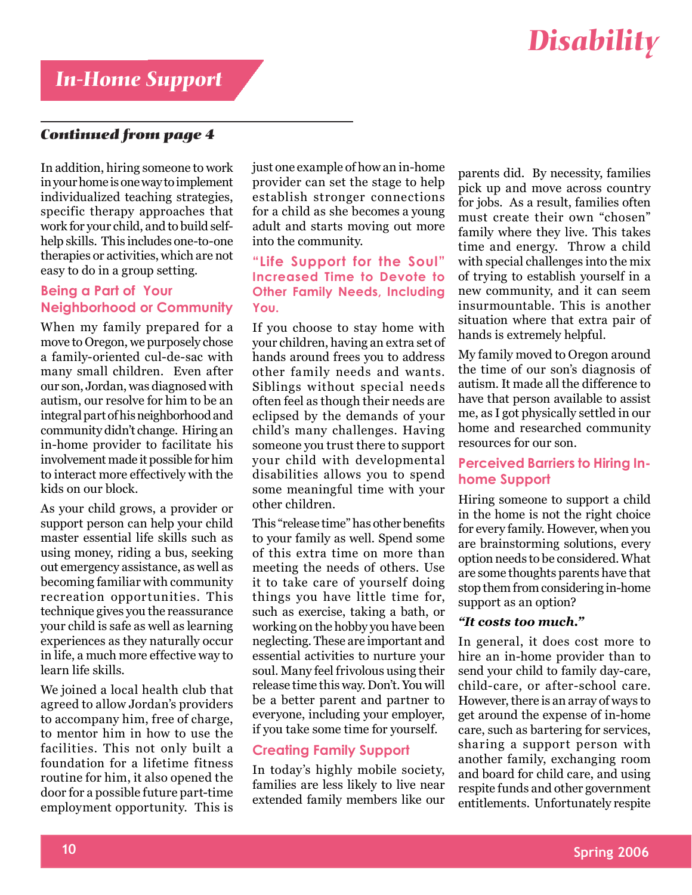## In-Home Support

*Continued from page 4*

In addition, hiring someone to work in your home is one way to implement individualized teaching strategies, specific therapy approaches that work for your child, and to build self-help skills. This includes one-to-one therapies or activities, which are not easy to do in a group setting.

### Being a Part of Your Neighborhood or Community

When my family prepared for a move to Oregon, we purposely chose a family-oriented cul-de-sac with many small children. Even after our son, Jordan, was diagnosed with autism, our resolve for him to be an integral part of his neighborhood and community didn't change. Hiring an in-home provider to facilitate his involvement made it possible for him to interact more effectively with the kids on our block.

As your child grows, a provider or support person can help your child master essential life skills such as using money, riding a bus, seeking out emergency assistance, as well as becoming familiar with community recreation opportunities. This technique gives you the reassurance your child is safe as well as learning experiences as they naturally occur in life, a much more effective way to learn life skills.

We joined a local health club that agreed to allow Jordan's providers to accompany him, free of charge, to mentor him in how to use the facilities. This not only built a foundation for a lifetime fitness routine for him, it also opened the door for a possible future part-time employment opportunity. This is just one example of how an in-home provider can set the stage to help establish stronger connections for a child as she becomes a young adult and starts moving out more into the community.

### "Life Support for the Soul" Increased Time to Devote to Other Family Needs, Including You.

If you choose to stay home with your children, having an extra set of hands around frees you to address other family needs and wants. Siblings without special needs often feel as though their needs are eclipsed by the demands of your child's many challenges. Having someone you trust there to support your child with developmental disabilities allows you to spend some meaningful time with your other children.

This "release time" has other benefits to your family as well. Spend some of this extra time on more than meeting the needs of others. Use it to take care of yourself doing things you have little time for, such as exercise, taking a bath, or working on the hobby you have been neglecting. These are important and essential activities to nurture your soul. Many feel frivolous using their release time this way. Don't. You will be a better parent and partner to everyone, including your employer, if you take some time for yourself.

### Creating Family Support

In today's highly mobile society, families are less likely to live near extended family members like our parents did. By necessity, families pick up and move across country for jobs. As a result, families often must create their own "chosen" family where they live. This takes time and energy. Throw a child with special challenges into the mix of trying to establish yourself in a new community, and it can seem insurmountable. This is another situation where that extra pair of hands is extremely helpful.

My family moved to Oregon around the time of our son's diagnosis of autism. It made all the difference to have that person available to assist me, as I got physically settled in our home and researched community resources for our son.

### Perceived Barriers to Hiring In-home Support

Hiring someone to support a child in the home is not the right choice for every family. However, when you are brainstorming solutions, every option needs to be considered. What are some thoughts parents have that stop them from considering in-home support as an option?

***"It costs too much."***

In general, it does cost more to hire an in-home provider than to send your child to family day-care, child-care, or after-school care. However, there is an array of ways to get around the expense of in-home care, such as bartering for services, sharing a support person with another family, exchanging room and board for child care, and using respite funds and other government entitlements. Unfortunately respite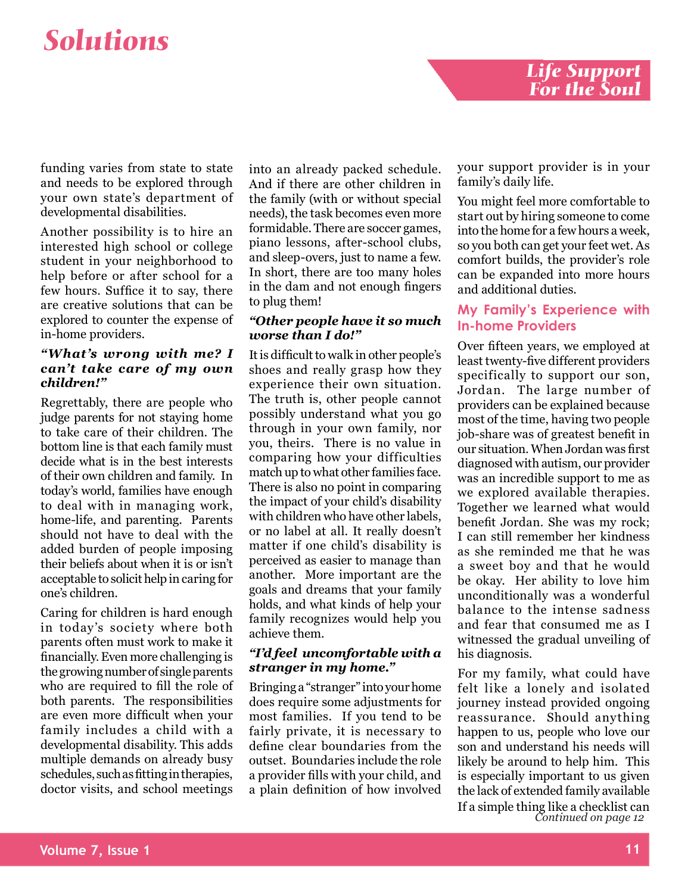funding varies from state to state and needs to be explored through your own state's department of developmental disabilities.

Another possibility is to hire an interested high school or college student in your neighborhood to help before or after school for a few hours. Suffice it to say, there are creative solutions that can be explored to counter the expense of in-home providers.

### *"What's wrong with me? I can't take care of my own children!"*

Regrettably, there are people who judge parents for not staying home to take care of their children. The bottom line is that each family must decide what is in the best interests of their own children and family. In today's world, families have enough to deal with in managing work, home-life, and parenting. Parents should not have to deal with the added burden of people imposing their beliefs about when it is or isn't acceptable to solicit help in caring for one's children.

Caring for children is hard enough in today's society where both parents often must work to make it financially. Even more challenging is the growing number of single parents who are required to fill the role of both parents. The responsibilities are even more difficult when your family includes a child with a developmental disability. This adds multiple demands on already busy schedules, such as fitting in therapies, doctor visits, and school meetings into an already packed schedule. And if there are other children in the family (with or without special needs), the task becomes even more formidable. There are soccer games, piano lessons, after-school clubs, and sleep-overs, just to name a few. In short, there are too many holes in the dam and not enough fingers to plug them!

### *"Other people have it so much worse than I do!"*

It is difficult to walk in other people's shoes and really grasp how they experience their own situation. The truth is, other people cannot possibly understand what you go through in your own family, nor you, theirs. There is no value in comparing how your difficulties match up to what other families face. There is also no point in comparing the impact of your child's disability with children who have other labels, or no label at all. It really doesn't matter if one child's disability is perceived as easier to manage than another. More important are the goals and dreams that your family holds, and what kinds of help your family recognizes would help you achieve them.

### *"I'd feel uncomfortable with a stranger in my home."*

Bringing a "stranger" into your home does require some adjustments for most families. If you tend to be fairly private, it is necessary to define clear boundaries from the outset. Boundaries include the role a provider fills with your child, and a plain definition of how involved your support provider is in your family's daily life.

You might feel more comfortable to start out by hiring someone to come into the home for a few hours a week, so you both can get your feet wet. As comfort builds, the provider's role can be expanded into more hours and additional duties.

## My Family's Experience with In-home Providers

Over fifteen years, we employed at least twenty-five different providers specifically to support our son, Jordan. The large number of providers can be explained because most of the time, having two people job-share was of greatest benefit in our situation. When Jordan was first diagnosed with autism, our provider was an incredible support to me as we explored available therapies. Together we learned what would benefit Jordan. She was my rock; I can still remember her kindness as she reminded me that he was a sweet boy and that he would be okay. Her ability to love him unconditionally was a wonderful balance to the intense sadness and fear that consumed me as I witnessed the gradual unveiling of his diagnosis.

For my family, what could have felt like a lonely and isolated journey instead provided ongoing reassurance. Should anything happen to us, people who love our son and understand his needs will likely be around to help him. This is especially important to us given the lack of extended family available

If a simple thing like a checklist can

*Continued on page 12*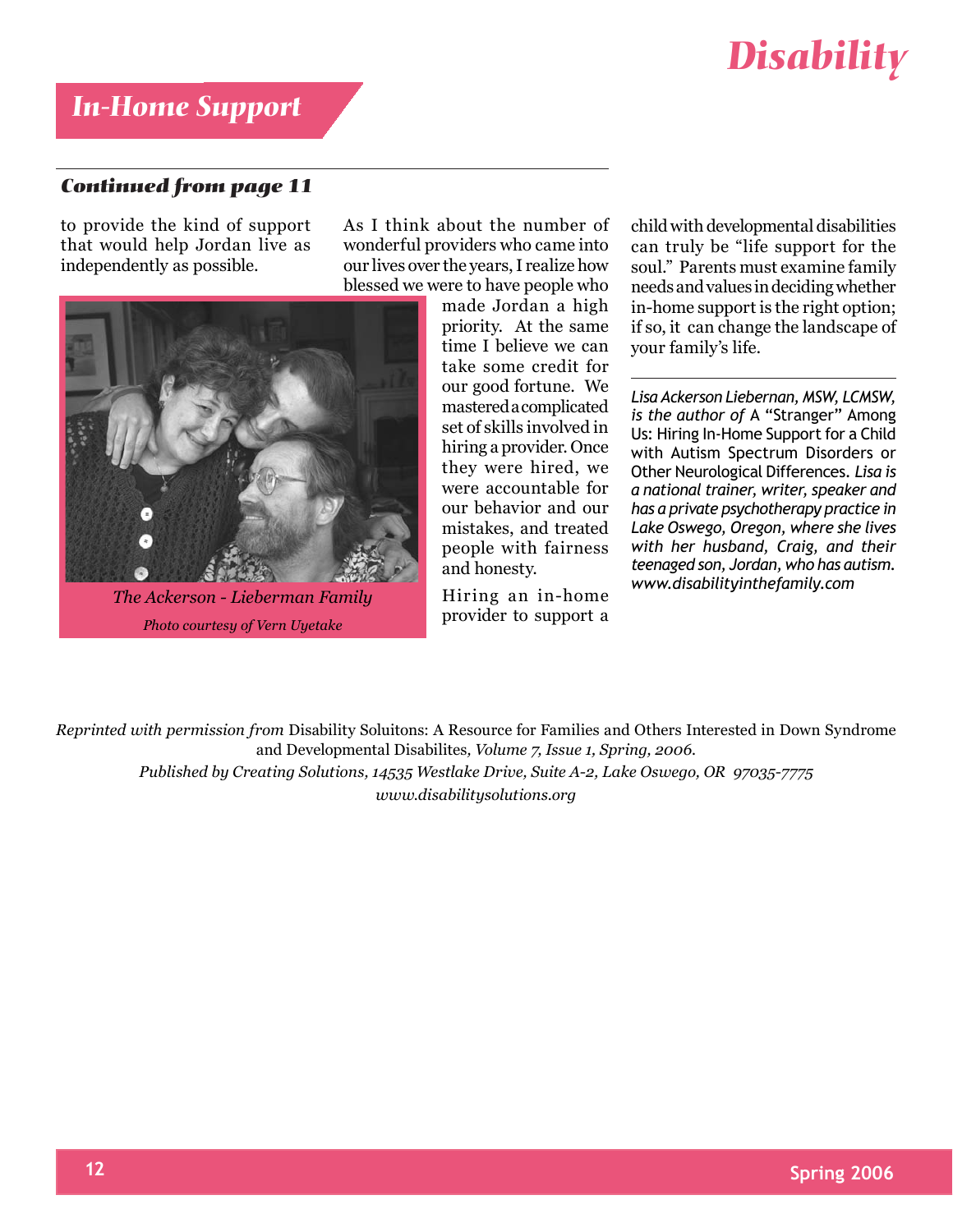## In-Home Support

***Continued from page 11***

to provide the kind of support that would help Jordan live as independently as possible.

*The Ackerson - Lieberman Family*

*Photo courtesy of Vern Uyetake*

As I think about the number of wonderful providers who came into our lives over the years, I realize how blessed we were to have people who made Jordan a high priority. At the same time I believe we can take some credit for our good fortune. We mastered a complicated set of skills involved in hiring a provider. Once they were hired, we were accountable for our behavior and our mistakes, and treated people with fairness and honesty.

Hiring an in-home provider to support a child with developmental disabilities can truly be "life support for the soul." Parents must examine family needs and values in deciding whether in-home support is the right option; if so, it can change the landscape of your family's life.

---

*Lisa Ackerson Liebernan, MSW, LCMSW, is the author of* A "Stranger" Among Us: Hiring In-Home Support for a Child with Autism Spectrum Disorders or Other Neurological Differences. *Lisa is a national trainer, writer, speaker and has a private psychotherapy practice in Lake Oswego, Oregon, where she lives with her husband, Craig, and their teenaged son, Jordan, who has autism. www.disabilityinthefamily.com*

*Reprinted with permission from* Disability Soluitons: A Resource for Families and Others Interested in Down Syndrome and Developmental Disabilites*, Volume 7, Issue 1, Spring, 2006.*

*Published by Creating Solutions, 14535 Westlake Drive, Suite A-2, Lake Oswego, OR 97035-7775*

*www.disabilitysolutions.org*